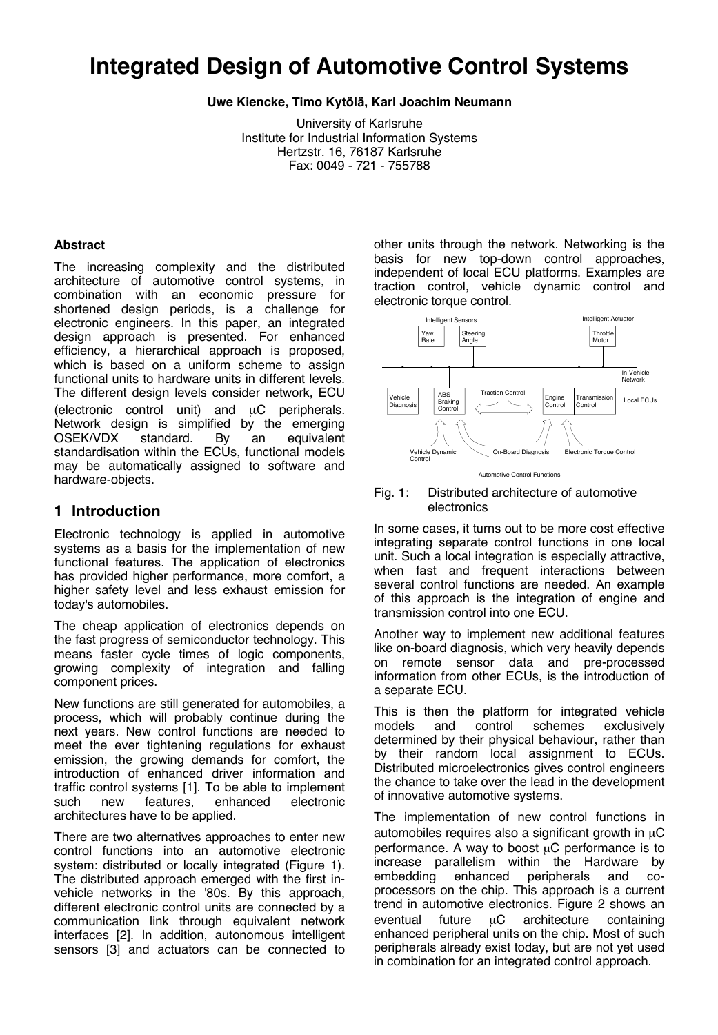# Integrated Design of Automotive Control Systems

**Uwe Kiencke, Timo Kytölä, Karl Joachim Neumann**

University of Karlsruhe
Institute for Industrial Information Systems
Hertzstr. 16, 76187 Karlsruhe
Fax: 0049 - 721 - 755788

#### Abstract

The increasing complexity and the distributed architecture of automotive control systems, in combination with an economic pressure for shortened design periods, is a challenge for electronic engineers. In this paper, an integrated design approach is presented. For enhanced efficiency, a hierarchical approach is proposed, which is based on a uniform scheme to assign functional units to hardware units in different levels. The different design levels consider network, ECU (electronic control unit) and μC peripherals. Network design is simplified by the emerging OSEK/VDX standard. By an equivalent standardisation within the ECUs, functional models may be automatically assigned to software and hardware-objects.

## 1 Introduction

Electronic technology is applied in automotive systems as a basis for the implementation of new functional features. The application of electronics has provided higher performance, more comfort, a higher safety level and less exhaust emission for today's automobiles.

The cheap application of electronics depends on the fast progress of semiconductor technology. This means faster cycle times of logic components, growing complexity of integration and falling component prices.

New functions are still generated for automobiles, a process, which will probably continue during the next years. New control functions are needed to meet the ever tightening regulations for exhaust emission, the growing demands for comfort, the introduction of enhanced driver information and traffic control systems [1]. To be able to implement such new features, enhanced electronic architectures have to be applied.

There are two alternatives approaches to enter new control functions into an automotive electronic system: distributed or locally integrated (Figure 1). The distributed approach emerged with the first in-vehicle networks in the '80s. By this approach, different electronic control units are connected by a communication link through equivalent network interfaces [2]. In addition, autonomous intelligent sensors [3] and actuators can be connected to other units through the network. Networking is the basis for new top-down control approaches, independent of local ECU platforms. Examples are traction control, vehicle dynamic control and electronic torque control.

Intelligent Sensors | Yaw Rate | Steering Angle | Intelligent Actuator | Throttle Motor | In-Vehicle Network | Vehicle Diagnosis | ABS Braking Control | Traction Control | Engine Control | Transmission Control | Local ECUs | Vehicle Dynamic Control | On-Board Diagnosis | Electronic Torque Control | Automotive Control Functions

Fig. 1: Distributed architecture of automotive electronics

In some cases, it turns out to be more cost effective integrating separate control functions in one local unit. Such a local integration is especially attractive, when fast and frequent interactions between several control functions are needed. An example of this approach is the integration of engine and transmission control into one ECU.

Another way to implement new additional features like on-board diagnosis, which very heavily depends on remote sensor data and pre-processed information from other ECUs, is the introduction of a separate ECU.

This is then the platform for integrated vehicle models and control schemes exclusively determined by their physical behaviour, rather than by their random local assignment to ECUs. Distributed microelectronics gives control engineers the chance to take over the lead in the development of innovative automotive systems.

The implementation of new control functions in automobiles requires also a significant growth in μC performance. A way to boost μC performance is to increase parallelism within the Hardware by embedding enhanced peripherals and co-processors on the chip. This approach is a current trend in automotive electronics. Figure 2 shows an eventual future μC architecture containing enhanced peripheral units on the chip. Most of such peripherals already exist today, but are not yet used in combination for an integrated control approach.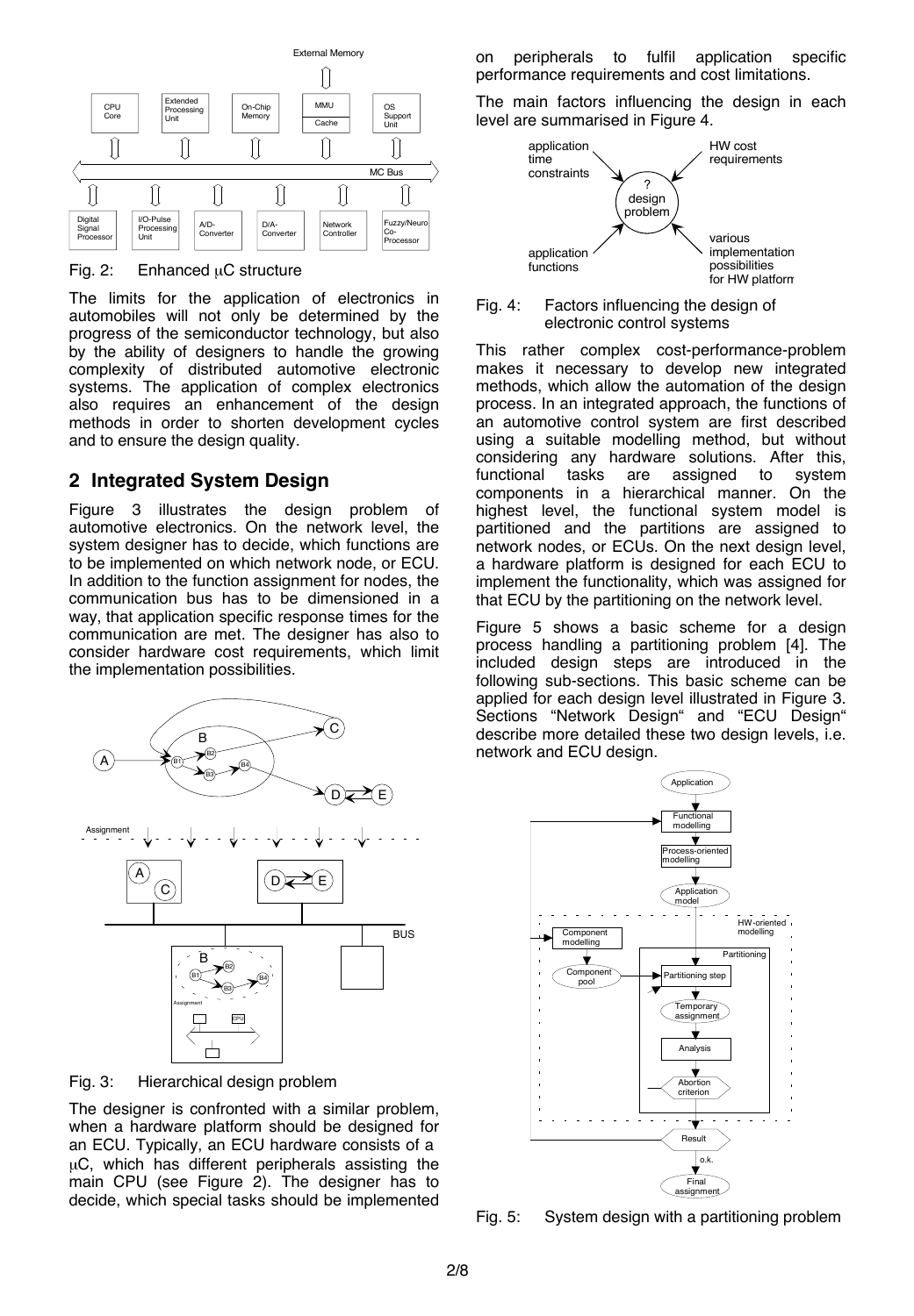Fig. 2: Enhanced μC structure

The limits for the application of electronics in automobiles will not only be determined by the progress of the semiconductor technology, but also by the ability of designers to handle the growing complexity of distributed automotive electronic systems. The application of complex electronics also requires an enhancement of the design methods in order to shorten development cycles and to ensure the design quality.

## 2 Integrated System Design

Figure 3 illustrates the design problem of automotive electronics. On the network level, the system designer has to decide, which functions are to be implemented on which network node, or ECU. In addition to the function assignment for nodes, the communication bus has to be dimensioned in a way, that application specific response times for the communication are met. The designer has also to consider hardware cost requirements, which limit the implementation possibilities.

Fig. 3: Hierarchical design problem

The designer is confronted with a similar problem, when a hardware platform should be designed for an ECU. Typically, an ECU hardware consists of a μC, which has different peripherals assisting the main CPU (see Figure 2). The designer has to decide, which special tasks should be implemented on peripherals to fulfil application specific performance requirements and cost limitations.

The main factors influencing the design in each level are summarised in Figure 4.

Fig. 4: Factors influencing the design of electronic control systems

This rather complex cost-performance-problem makes it necessary to develop new integrated methods, which allow the automation of the design process. In an integrated approach, the functions of an automotive control system are first described using a suitable modelling method, but without considering any hardware solutions. After this, functional tasks are assigned to system components in a hierarchical manner. On the highest level, the functional system model is partitioned and the partitions are assigned to network nodes, or ECUs. On the next design level, a hardware platform is designed for each ECU to implement the functionality, which was assigned for that ECU by the partitioning on the network level.

Figure 5 shows a basic scheme for a design process handling a partitioning problem [4]. The included design steps are introduced in the following sub-sections. This basic scheme can be applied for each design level illustrated in Figure 3. Sections "Network Design" and "ECU Design" describe more detailed these two design levels, i.e. network and ECU design.

Fig. 5: System design with a partitioning problem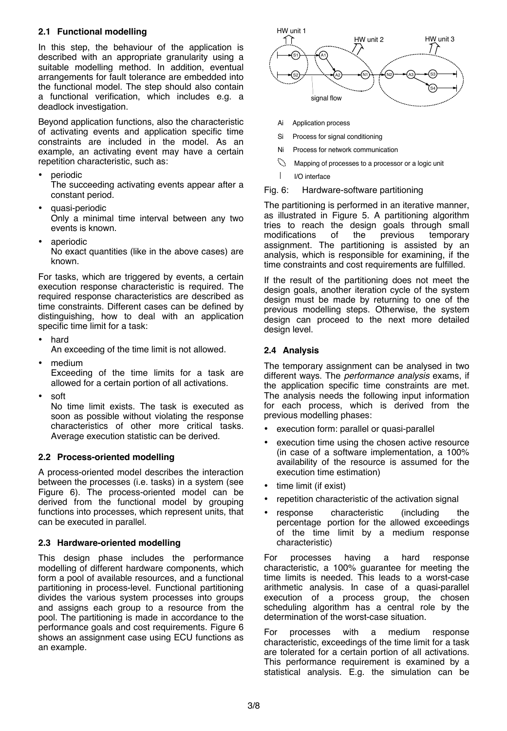### 2.1 Functional modelling

In this step, the behaviour of the application is described with an appropriate granularity using a suitable modelling method. In addition, eventual arrangements for fault tolerance are embedded into the functional model. The step should also contain a functional verification, which includes e.g. a deadlock investigation.

Beyond application functions, also the characteristic of activating events and application specific time constraints are included in the model. As an example, an activating event may have a certain repetition characteristic, such as:

- periodic
  The succeeding activating events appear after a constant period.
- quasi-periodic
  Only a minimal time interval between any two events is known.
- aperiodic
  No exact quantities (like in the above cases) are known.

For tasks, which are triggered by events, a certain execution response characteristic is required. The required response characteristics are described as time constraints. Different cases can be defined by distinguishing, how to deal with an application specific time limit for a task:

- hard
  An exceeding of the time limit is not allowed.
- medium
  Exceeding of the time limits for a task are allowed for a certain portion of all activations.
- soft
  No time limit exists. The task is executed as soon as possible without violating the response characteristics of other more critical tasks. Average execution statistic can be derived.

### 2.2 Process-oriented modelling

A process-oriented model describes the interaction between the processes (i.e. tasks) in a system (see Figure 6). The process-oriented model can be derived from the functional model by grouping functions into processes, which represent units, that can be executed in parallel.

### 2.3 Hardware-oriented modelling

This design phase includes the performance modelling of different hardware components, which form a pool of available resources, and a functional partitioning in process-level. Functional partitioning divides the various system processes into groups and assigns each group to a resource from the pool. The partitioning is made in accordance to the performance goals and cost requirements. Figure 6 shows an assignment case using ECU functions as an example.

HW unit 1 | HW unit 2 | HW unit 3

signal flow

Ai Application process

Si Process for signal conditioning

Ni Process for network communication

Mapping of processes to a processor or a logic unit

I/O interface

Fig. 6: Hardware-software partitioning

The partitioning is performed in an iterative manner, as illustrated in Figure 5. A partitioning algorithm tries to reach the design goals through small modifications of the previous temporary assignment. The partitioning is assisted by an analysis, which is responsible for examining, if the time constraints and cost requirements are fulfilled.

If the result of the partitioning does not meet the design goals, another iteration cycle of the system design must be made by returning to one of the previous modelling steps. Otherwise, the system design can proceed to the next more detailed design level.

### 2.4 Analysis

The temporary assignment can be analysed in two different ways. The *performance analysis* exams, if the application specific time constraints are met. The analysis needs the following input information for each process, which is derived from the previous modelling phases:

- execution form: parallel or quasi-parallel
- execution time using the chosen active resource (in case of a software implementation, a 100% availability of the resource is assumed for the execution time estimation)
- time limit (if exist)
- repetition characteristic of the activation signal
- response characteristic (including the percentage portion for the allowed exceedings of the time limit by a medium response characteristic)

For processes having a hard response characteristic, a 100% guarantee for meeting the time limits is needed. This leads to a worst-case arithmetic analysis. In case of a quasi-parallel execution of a process group, the chosen scheduling algorithm has a central role by the determination of the worst-case situation.

For processes with a medium response characteristic, exceedings of the time limit for a task are tolerated for a certain portion of all activations. This performance requirement is examined by a statistical analysis. E.g. the simulation can be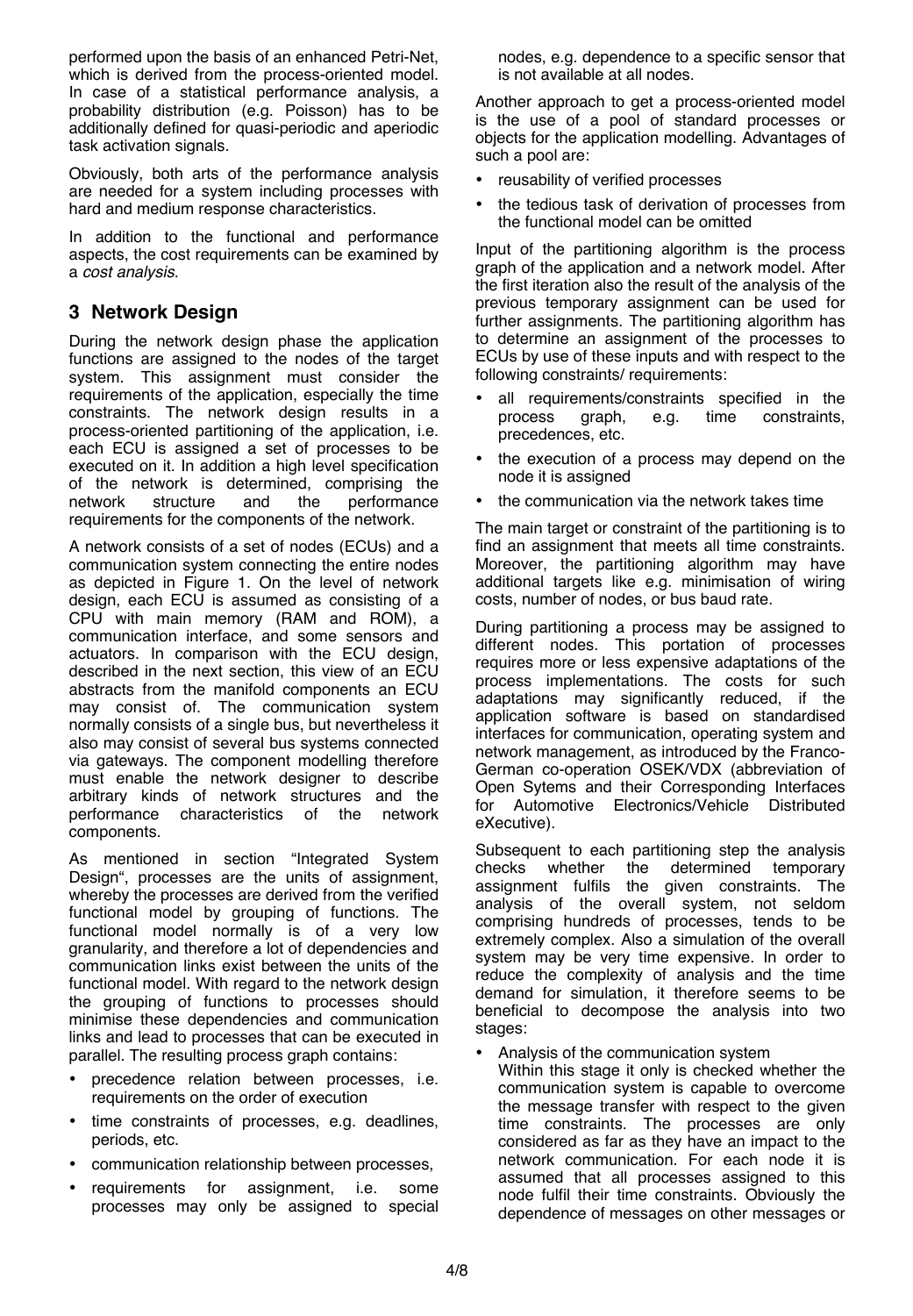performed upon the basis of an enhanced Petri-Net, which is derived from the process-oriented model. In case of a statistical performance analysis, a probability distribution (e.g. Poisson) has to be additionally defined for quasi-periodic and aperiodic task activation signals.

Obviously, both arts of the performance analysis are needed for a system including processes with hard and medium response characteristics.

In addition to the functional and performance aspects, the cost requirements can be examined by a *cost analysis*.

## 3 Network Design

During the network design phase the application functions are assigned to the nodes of the target system. This assignment must consider the requirements of the application, especially the time constraints. The network design results in a process-oriented partitioning of the application, i.e. each ECU is assigned a set of processes to be executed on it. In addition a high level specification of the network is determined, comprising the network structure and the performance requirements for the components of the network.

A network consists of a set of nodes (ECUs) and a communication system connecting the entire nodes as depicted in Figure 1. On the level of network design, each ECU is assumed as consisting of a CPU with main memory (RAM and ROM), a communication interface, and some sensors and actuators. In comparison with the ECU design, described in the next section, this view of an ECU abstracts from the manifold components an ECU may consist of. The communication system normally consists of a single bus, but nevertheless it also may consist of several bus systems connected via gateways. The component modelling therefore must enable the network designer to describe arbitrary kinds of network structures and the performance characteristics of the network components.

As mentioned in section "Integrated System Design", processes are the units of assignment, whereby the processes are derived from the verified functional model by grouping of functions. The functional model normally is of a very low granularity, and therefore a lot of dependencies and communication links exist between the units of the functional model. With regard to the network design the grouping of functions to processes should minimise these dependencies and communication links and lead to processes that can be executed in parallel. The resulting process graph contains:

- precedence relation between processes, i.e. requirements on the order of execution
- time constraints of processes, e.g. deadlines, periods, etc.
- communication relationship between processes,
- requirements for assignment, i.e. some processes may only be assigned to special nodes, e.g. dependence to a specific sensor that is not available at all nodes.

Another approach to get a process-oriented model is the use of a pool of standard processes or objects for the application modelling. Advantages of such a pool are:

- reusability of verified processes
- the tedious task of derivation of processes from the functional model can be omitted

Input of the partitioning algorithm is the process graph of the application and a network model. After the first iteration also the result of the analysis of the previous temporary assignment can be used for further assignments. The partitioning algorithm has to determine an assignment of the processes to ECUs by use of these inputs and with respect to the following constraints/ requirements:

- all requirements/constraints specified in the process graph, e.g. time constraints, precedences, etc.
- the execution of a process may depend on the node it is assigned
- the communication via the network takes time

The main target or constraint of the partitioning is to find an assignment that meets all time constraints. Moreover, the partitioning algorithm may have additional targets like e.g. minimisation of wiring costs, number of nodes, or bus baud rate.

During partitioning a process may be assigned to different nodes. This portation of processes requires more or less expensive adaptations of the process implementations. The costs for such adaptations may significantly reduced, if the application software is based on standardised interfaces for communication, operating system and network management, as introduced by the Franco-German co-operation OSEK/VDX (abbreviation of Open Sytems and their Corresponding Interfaces for Automotive Electronics/Vehicle Distributed eXecutive).

Subsequent to each partitioning step the analysis checks whether the determined temporary assignment fulfils the given constraints. The analysis of the overall system, not seldom comprising hundreds of processes, tends to be extremely complex. Also a simulation of the overall system may be very time expensive. In order to reduce the complexity of analysis and the time demand for simulation, it therefore seems to be beneficial to decompose the analysis into two stages:

- Analysis of the communication system
  Within this stage it only is checked whether the communication system is capable to overcome the message transfer with respect to the given time constraints. The processes are only considered as far as they have an impact to the network communication. For each node it is assumed that all processes assigned to this node fulfil their time constraints. Obviously the dependence of messages on other messages or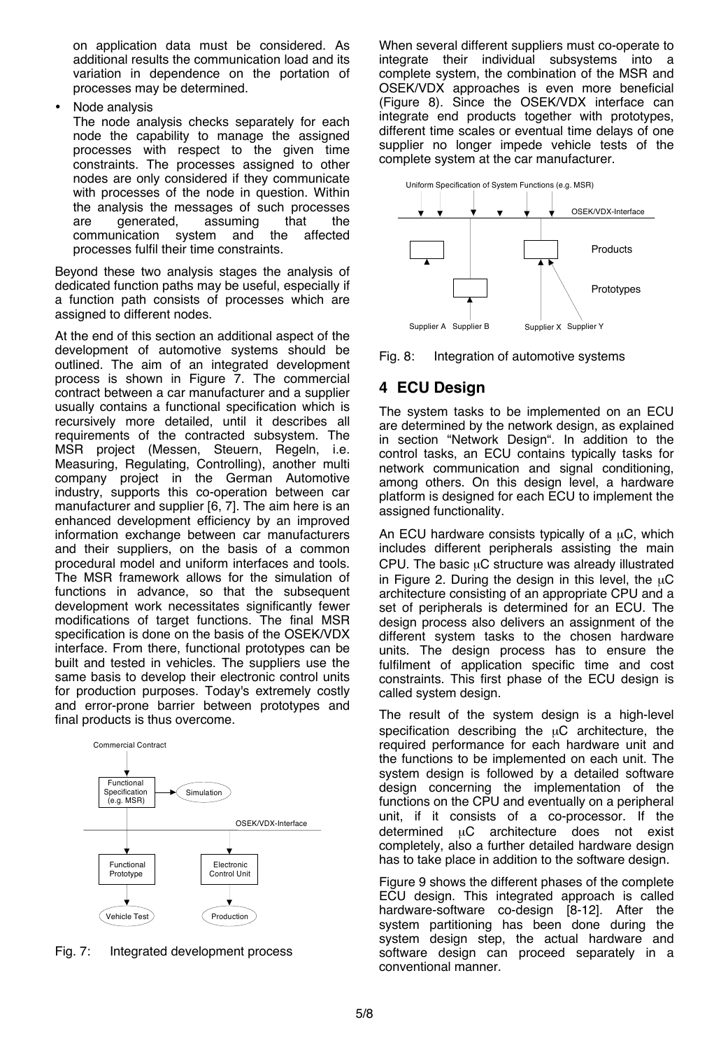on application data must be considered. As additional results the communication load and its variation in dependence on the portation of processes may be determined.

- Node analysis

  The node analysis checks separately for each node the capability to manage the assigned processes with respect to the given time constraints. The processes assigned to other nodes are only considered if they communicate with processes of the node in question. Within the analysis the messages of such processes are generated, assuming that the communication system and the affected processes fulfil their time constraints.

Beyond these two analysis stages the analysis of dedicated function paths may be useful, especially if a function path consists of processes which are assigned to different nodes.

At the end of this section an additional aspect of the development of automotive systems should be outlined. The aim of an integrated development process is shown in Figure 7. The commercial contract between a car manufacturer and a supplier usually contains a functional specification which is recursively more detailed, until it describes all requirements of the contracted subsystem. The MSR project (Messen, Steuern, Regeln, i.e. Measuring, Regulating, Controlling), another multi company project in the German Automotive industry, supports this co-operation between car manufacturer and supplier [6, 7]. The aim here is an enhanced development efficiency by an improved information exchange between car manufacturers and their suppliers, on the basis of a common procedural model and uniform interfaces and tools. The MSR framework allows for the simulation of functions in advance, so that the subsequent development work necessitates significantly fewer modifications of target functions. The final MSR specification is done on the basis of the OSEK/VDX interface. From there, functional prototypes can be built and tested in vehicles. The suppliers use the same basis to develop their electronic control units for production purposes. Today's extremely costly and error-prone barrier between prototypes and final products is thus overcome.

Fig. 7: Integrated development process

When several different suppliers must co-operate to integrate their individual subsystems into a complete system, the combination of the MSR and OSEK/VDX approaches is even more beneficial (Figure 8). Since the OSEK/VDX interface can integrate end products together with prototypes, different time scales or eventual time delays of one supplier no longer impede vehicle tests of the complete system at the car manufacturer.

Fig. 8: Integration of automotive systems

## 4 ECU Design

The system tasks to be implemented on an ECU are determined by the network design, as explained in section “Network Design“. In addition to the control tasks, an ECU contains typically tasks for network communication and signal conditioning, among others. On this design level, a hardware platform is designed for each ECU to implement the assigned functionality.

An ECU hardware consists typically of a μC, which includes different peripherals assisting the main CPU. The basic μC structure was already illustrated in Figure 2. During the design in this level, the μC architecture consisting of an appropriate CPU and a set of peripherals is determined for an ECU. The design process also delivers an assignment of the different system tasks to the chosen hardware units. The design process has to ensure the fulfilment of application specific time and cost constraints. This first phase of the ECU design is called system design.

The result of the system design is a high-level specification describing the μC architecture, the required performance for each hardware unit and the functions to be implemented on each unit. The system design is followed by a detailed software design concerning the implementation of the functions on the CPU and eventually on a peripheral unit, if it consists of a co-processor. If the determined μC architecture does not exist completely, also a further detailed hardware design has to take place in addition to the software design.

Figure 9 shows the different phases of the complete ECU design. This integrated approach is called hardware-software co-design [8-12]. After the system partitioning has been done during the system design step, the actual hardware and software design can proceed separately in a conventional manner.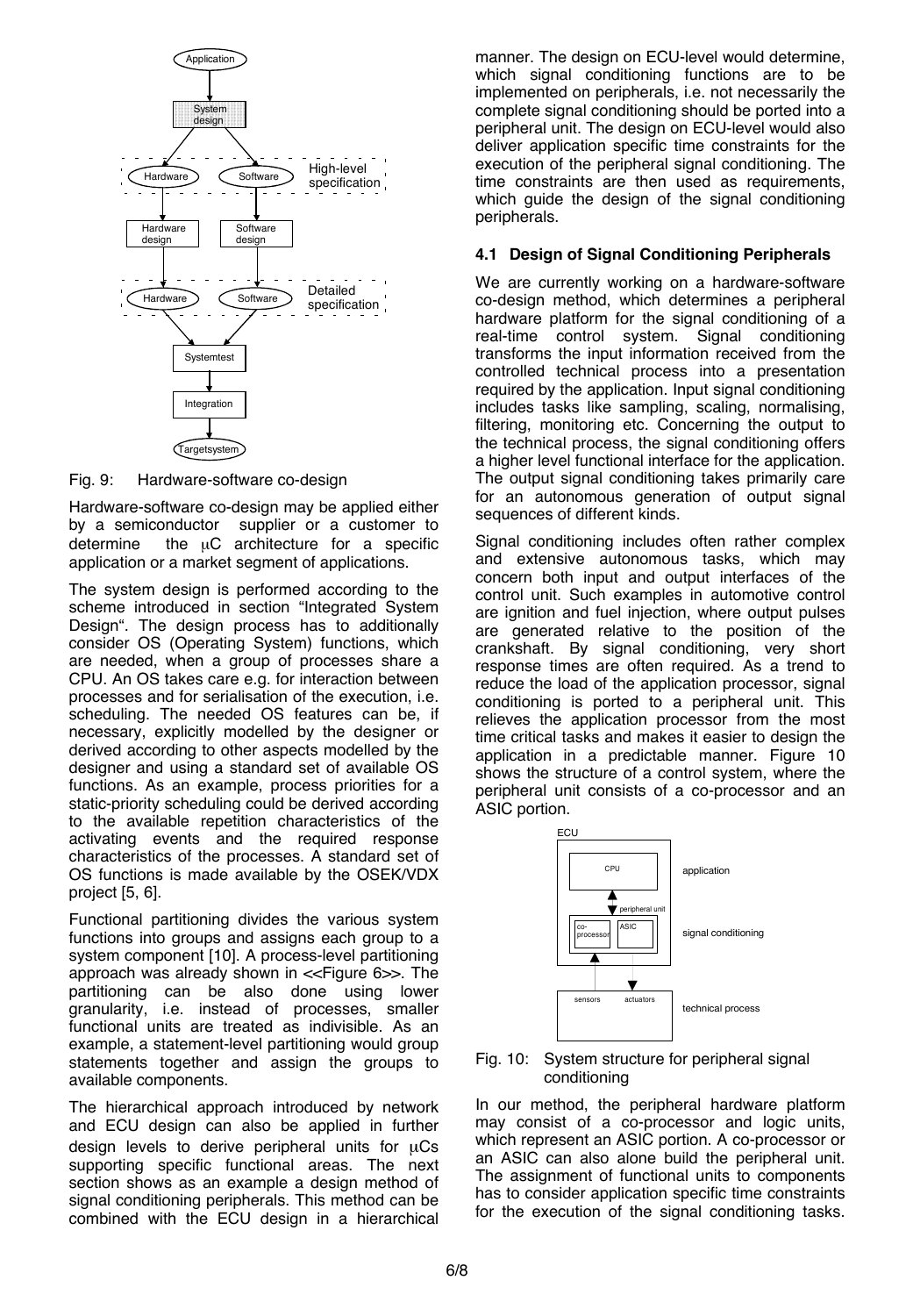Fig. 9: Hardware-software co-design

Hardware-software co-design may be applied either by a semiconductor supplier or a customer to determine the µC architecture for a specific application or a market segment of applications.

The system design is performed according to the scheme introduced in section "Integrated System Design". The design process has to additionally consider OS (Operating System) functions, which are needed, when a group of processes share a CPU. An OS takes care e.g. for interaction between processes and for serialisation of the execution, i.e. scheduling. The needed OS features can be, if necessary, explicitly modelled by the designer or derived according to other aspects modelled by the designer and using a standard set of available OS functions. As an example, process priorities for a static-priority scheduling could be derived according to the available repetition characteristics of the activating events and the required response characteristics of the processes. A standard set of OS functions is made available by the OSEK/VDX project [5, 6].

Functional partitioning divides the various system functions into groups and assigns each group to a system component [10]. A process-level partitioning approach was already shown in <<Figure 6>>. The partitioning can be also done using lower granularity, i.e. instead of processes, smaller functional units are treated as indivisible. As an example, a statement-level partitioning would group statements together and assign the groups to available components.

The hierarchical approach introduced by network and ECU design can also be applied in further design levels to derive peripheral units for µCs supporting specific functional areas. The next section shows as an example a design method of signal conditioning peripherals. This method can be combined with the ECU design in a hierarchical manner. The design on ECU-level would determine, which signal conditioning functions are to be implemented on peripherals, i.e. not necessarily the complete signal conditioning should be ported into a peripheral unit. The design on ECU-level would also deliver application specific time constraints for the execution of the peripheral signal conditioning. The time constraints are then used as requirements, which guide the design of the signal conditioning peripherals.

### 4.1 Design of Signal Conditioning Peripherals

We are currently working on a hardware-software co-design method, which determines a peripheral hardware platform for the signal conditioning of a real-time control system. Signal conditioning transforms the input information received from the controlled technical process into a presentation required by the application. Input signal conditioning includes tasks like sampling, scaling, normalising, filtering, monitoring etc. Concerning the output to the technical process, the signal conditioning offers a higher level functional interface for the application. The output signal conditioning takes primarily care for an autonomous generation of output signal sequences of different kinds.

Signal conditioning includes often rather complex and extensive autonomous tasks, which may concern both input and output interfaces of the control unit. Such examples in automotive control are ignition and fuel injection, where output pulses are generated relative to the position of the crankshaft. By signal conditioning, very short response times are often required. As a trend to reduce the load of the application processor, signal conditioning is ported to a peripheral unit. This relieves the application processor from the most time critical tasks and makes it easier to design the application in a predictable manner. Figure 10 shows the structure of a control system, where the peripheral unit consists of a co-processor and an ASIC portion.

Fig. 10: System structure for peripheral signal conditioning

In our method, the peripheral hardware platform may consist of a co-processor and logic units, which represent an ASIC portion. A co-processor or an ASIC can also alone build the peripheral unit. The assignment of functional units to components has to consider application specific time constraints for the execution of the signal conditioning tasks.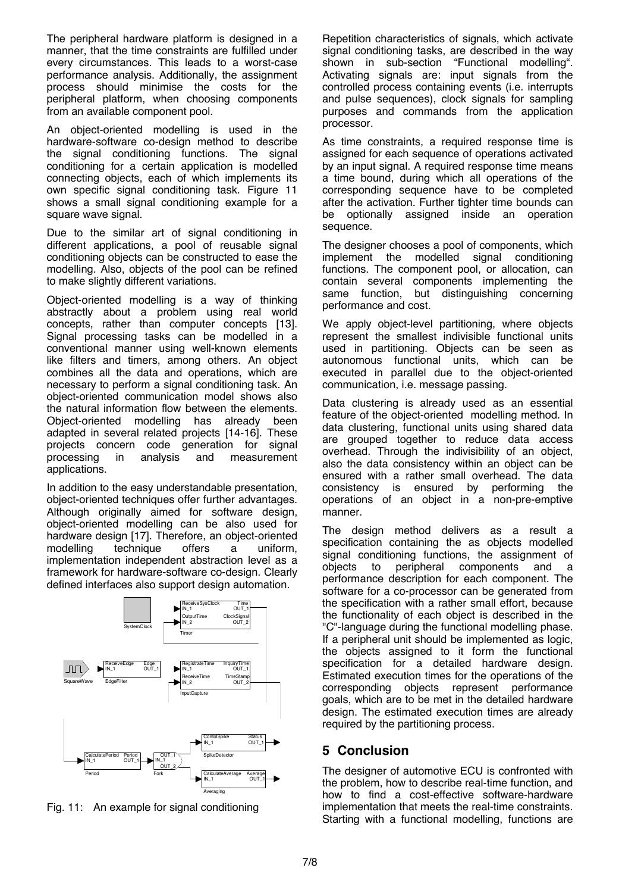The peripheral hardware platform is designed in a manner, that the time constraints are fulfilled under every circumstances. This leads to a worst-case performance analysis. Additionally, the assignment process should minimise the costs for the peripheral platform, when choosing components from an available component pool.

An object-oriented modelling is used in the hardware-software co-design method to describe the signal conditioning functions. The signal conditioning for a certain application is modelled connecting objects, each of which implements its own specific signal conditioning task. Figure 11 shows a small signal conditioning example for a square wave signal.

Due to the similar art of signal conditioning in different applications, a pool of reusable signal conditioning objects can be constructed to ease the modelling. Also, objects of the pool can be refined to make slightly different variations.

Object-oriented modelling is a way of thinking abstractly about a problem using real world concepts, rather than computer concepts [13]. Signal processing tasks can be modelled in a conventional manner using well-known elements like filters and timers, among others. An object combines all the data and operations, which are necessary to perform a signal conditioning task. An object-oriented communication model shows also the natural information flow between the elements. Object-oriented modelling has already been adapted in several related projects [14-16]. These projects concern code generation for signal processing in analysis and measurement applications.

In addition to the easy understandable presentation, object-oriented techniques offer further advantages. Although originally aimed for software design, object-oriented modelling can be also used for hardware design [17]. Therefore, an object-oriented modelling technique offers a uniform, implementation independent abstraction level as a framework for hardware-software co-design. Clearly defined interfaces also support design automation.

Fig. 11: An example for signal conditioning

Repetition characteristics of signals, which activate signal conditioning tasks, are described in the way shown in sub-section "Functional modelling". Activating signals are: input signals from the controlled process containing events (i.e. interrupts and pulse sequences), clock signals for sampling purposes and commands from the application processor.

As time constraints, a required response time is assigned for each sequence of operations activated by an input signal. A required response time means a time bound, during which all operations of the corresponding sequence have to be completed after the activation. Further tighter time bounds can be optionally assigned inside an operation sequence.

The designer chooses a pool of components, which implement the modelled signal conditioning functions. The component pool, or allocation, can contain several components implementing the same function, but distinguishing concerning performance and cost.

We apply object-level partitioning, where objects represent the smallest indivisible functional units used in partitioning. Objects can be seen as autonomous functional units, which can be executed in parallel due to the object-oriented communication, i.e. message passing.

Data clustering is already used as an essential feature of the object-oriented modelling method. In data clustering, functional units using shared data are grouped together to reduce data access overhead. Through the indivisibility of an object, also the data consistency within an object can be ensured with a rather small overhead. The data consistency is ensured by performing the operations of an object in a non-pre-emptive manner.

The design method delivers as a result a specification containing the as objects modelled signal conditioning functions, the assignment of objects to peripheral components and a performance description for each component. The software for a co-processor can be generated from the specification with a rather small effort, because the functionality of each object is described in the "C"-language during the functional modelling phase. If a peripheral unit should be implemented as logic, the objects assigned to it form the functional specification for a detailed hardware design. Estimated execution times for the operations of the corresponding objects represent performance goals, which are to be met in the detailed hardware design. The estimated execution times are already required by the partitioning process.

## 5 Conclusion

The designer of automotive ECU is confronted with the problem, how to describe real-time function, and how to find a cost-effective software-hardware implementation that meets the real-time constraints. Starting with a functional modelling, functions are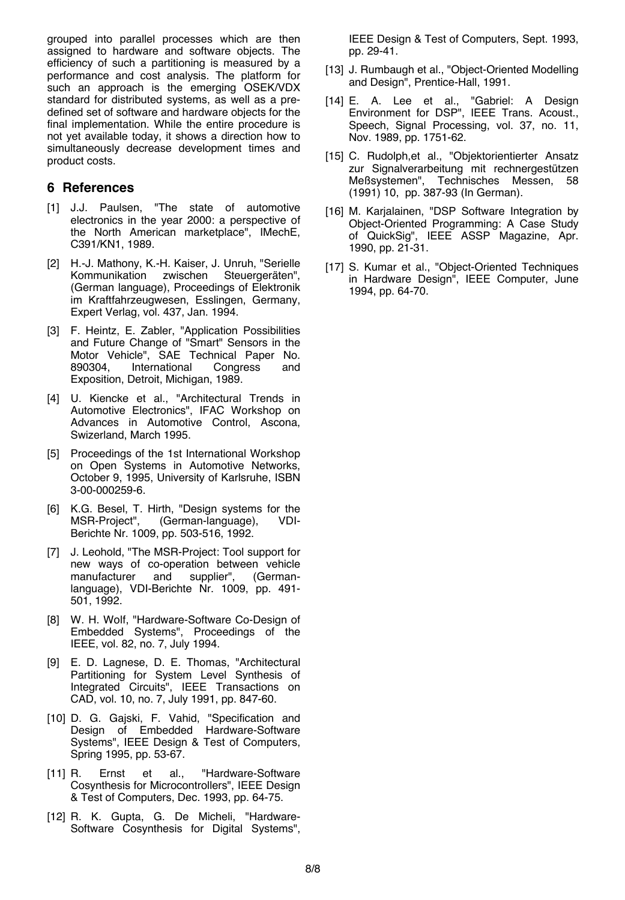grouped into parallel processes which are then assigned to hardware and software objects. The efficiency of such a partitioning is measured by a performance and cost analysis. The platform for such an approach is the emerging OSEK/VDX standard for distributed systems, as well as a predefined set of software and hardware objects for the final implementation. While the entire procedure is not yet available today, it shows a direction how to simultaneously decrease development times and product costs.

## 6 References

[1] J.J. Paulsen, "The state of automotive electronics in the year 2000: a perspective of the North American marketplace", IMechE, C391/KN1, 1989.

[2] H.-J. Mathony, K.-H. Kaiser, J. Unruh, "Serielle Kommunikation zwischen Steuergeräten", (German language), Proceedings of Elektronik im Kraftfahrzeugwesen, Esslingen, Germany, Expert Verlag, vol. 437, Jan. 1994.

[3] F. Heintz, E. Zabler, "Application Possibilities and Future Change of "Smart" Sensors in the Motor Vehicle", SAE Technical Paper No. 890304, International Congress and Exposition, Detroit, Michigan, 1989.

[4] U. Kiencke et al., "Architectural Trends in Automotive Electronics", IFAC Workshop on Advances in Automotive Control, Ascona, Swizerland, March 1995.

[5] Proceedings of the 1st International Workshop on Open Systems in Automotive Networks, October 9, 1995, University of Karlsruhe, ISBN 3-00-000259-6.

[6] K.G. Besel, T. Hirth, "Design systems for the MSR-Project", (German-language), VDI-Berichte Nr. 1009, pp. 503-516, 1992.

[7] J. Leohold, "The MSR-Project: Tool support for new ways of co-operation between vehicle manufacturer and supplier", (German-language), VDI-Berichte Nr. 1009, pp. 491-501, 1992.

[8] W. H. Wolf, "Hardware-Software Co-Design of Embedded Systems", Proceedings of the IEEE, vol. 82, no. 7, July 1994.

[9] E. D. Lagnese, D. E. Thomas, "Architectural Partitioning for System Level Synthesis of Integrated Circuits", IEEE Transactions on CAD, vol. 10, no. 7, July 1991, pp. 847-60.

[10] D. G. Gajski, F. Vahid, "Specification and Design of Embedded Hardware-Software Systems", IEEE Design & Test of Computers, Spring 1995, pp. 53-67.

[11] R. Ernst et al., "Hardware-Software Cosynthesis for Microcontrollers", IEEE Design & Test of Computers, Dec. 1993, pp. 64-75.

[12] R. K. Gupta, G. De Micheli, "Hardware-Software Cosynthesis for Digital Systems", IEEE Design & Test of Computers, Sept. 1993, pp. 29-41.

[13] J. Rumbaugh et al., "Object-Oriented Modelling and Design", Prentice-Hall, 1991.

[14] E. A. Lee et al., "Gabriel: A Design Environment for DSP", IEEE Trans. Acoust., Speech, Signal Processing, vol. 37, no. 11, Nov. 1989, pp. 1751-62.

[15] C. Rudolph,et al., "Objektorientierter Ansatz zur Signalverarbeitung mit rechnergestützen Meßsystemen", Technisches Messen, 58 (1991) 10, pp. 387-93 (In German).

[16] M. Karjalainen, "DSP Software Integration by Object-Oriented Programming: A Case Study of QuickSig", IEEE ASSP Magazine, Apr. 1990, pp. 21-31.

[17] S. Kumar et al., "Object-Oriented Techniques in Hardware Design", IEEE Computer, June 1994, pp. 64-70.